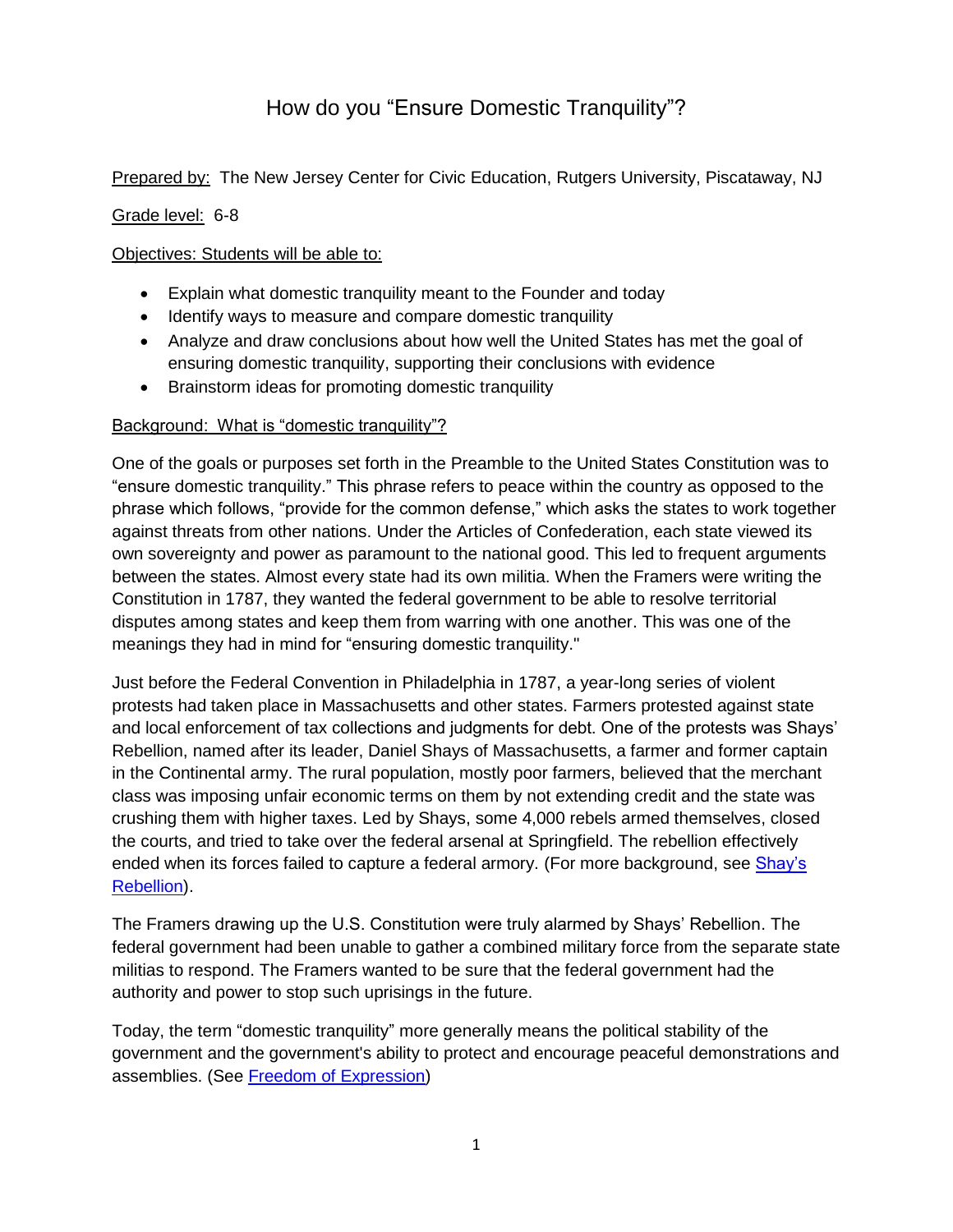# How do you "Ensure Domestic Tranquility"?

Prepared by: The New Jersey Center for Civic Education, Rutgers University, Piscataway, NJ

Grade level: 6-8

Objectives: Students will be able to:

- Explain what domestic tranquility meant to the Founder and today
- Identify ways to measure and compare domestic tranquility
- Analyze and draw conclusions about how well the United States has met the goal of ensuring domestic tranquility, supporting their conclusions with evidence
- Brainstorm ideas for promoting domestic tranquility

Background: What is "domestic tranquility"?

One of the goals or purposes set forth in the Preamble to the United States Constitution was to "ensure domestic tranquility." This phrase refers to peace within the country as opposed to the phrase which follows, "provide for the common defense," which asks the states to work together against threats from other nations. Under the Articles of Confederation, each state viewed its own sovereignty and power as paramount to the national good. This led to frequent arguments between the states. Almost every state had its own militia. When the Framers were writing the Constitution in 1787, they wanted the federal government to be able to resolve territorial disputes among states and keep them from warring with one another. This was one of the meanings they had in mind for "ensuring domestic tranquility."

Just before the Federal Convention in Philadelphia in 1787, a year-long series of violent protests had taken place in Massachusetts and other states. Farmers protested against state and local enforcement of tax collections and judgments for debt. One of the protests was Shays' Rebellion, named after its leader, Daniel Shays of Massachusetts, a farmer and former captain in the Continental army. The rural population, mostly poor farmers, believed that the merchant class was imposing unfair economic terms on them by not extending credit and the state was crushing them with higher taxes. Led by Shays, some 4,000 rebels armed themselves, closed the courts, and tried to take over the federal arsenal at Springfield. The rebellion effectively ended when its forces failed to capture a federal armory. (For more background, see Shay's Rebellion).

The Framers drawing up the U.S. Constitution were truly alarmed by Shays' Rebellion. The federal government had been unable to gather a combined military force from the separate state militias to respond. The Framers wanted to be sure that the federal government had the authority and power to stop such uprisings in the future.

Today, the term "domestic tranquility" more generally means the political stability of the government and the government's ability to protect and encourage peaceful demonstrations and assemblies. (See Freedom of Expression)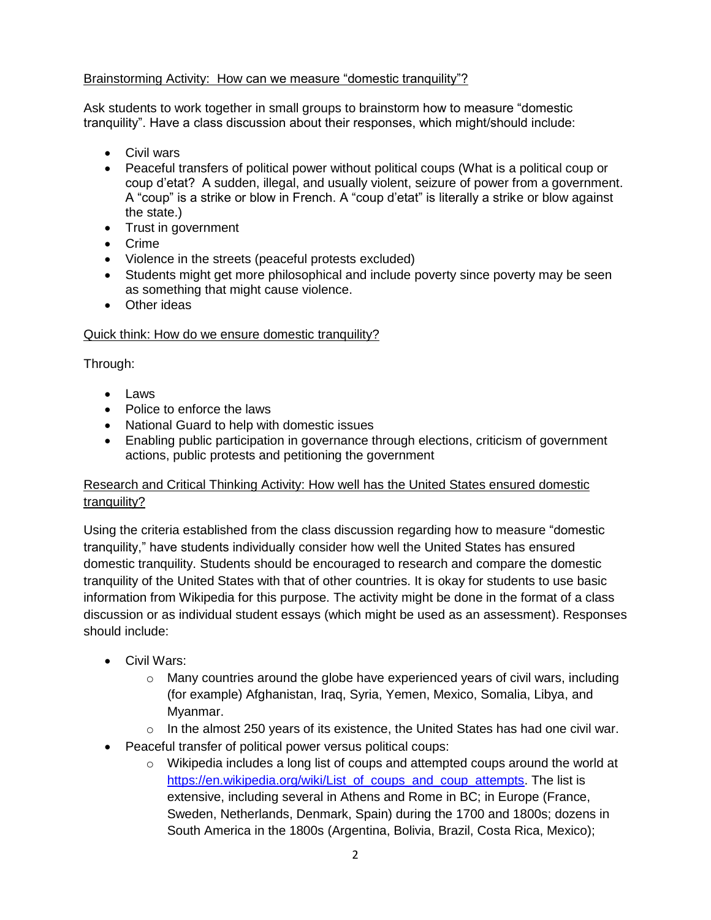Brainstorming Activity: How can we measure "domestic tranquility"?

Ask students to work together in small groups to brainstorm how to measure "domestic tranquility". Have a class discussion about their responses, which might/should include:

- Civil wars
- Peaceful transfers of political power without political coups (What is a political coup or coup d'etat? A sudden, illegal, and usually violent, seizure of power from a government. A "coup" is a strike or blow in French. A "coup d'etat" is literally a strike or blow against the state.)
- Trust in government
- Crime
- Violence in the streets (peaceful protests excluded)
- Students might get more philosophical and include poverty since poverty may be seen as something that might cause violence.
- Other ideas

Quick think: How do we ensure domestic tranquility?

Through:

- Laws
- Police to enforce the laws
- National Guard to help with domestic issues
- Enabling public participation in governance through elections, criticism of government actions, public protests and petitioning the government

Research and Critical Thinking Activity: How well has the United States ensured domestic tranquility?

Using the criteria established from the class discussion regarding how to measure "domestic tranquility," have students individually consider how well the United States has ensured domestic tranquility. Students should be encouraged to research and compare the domestic tranquility of the United States with that of other countries. It is okay for students to use basic information from Wikipedia for this purpose. The activity might be done in the format of a class discussion or as individual student essays (which might be used as an assessment). Responses should include:

- Civil Wars:
  - Many countries around the globe have experienced years of civil wars, including (for example) Afghanistan, Iraq, Syria, Yemen, Mexico, Somalia, Libya, and Myanmar.
  - In the almost 250 years of its existence, the United States has had one civil war.
- Peaceful transfer of political power versus political coups:
  - Wikipedia includes a long list of coups and attempted coups around the world at https://en.wikipedia.org/wiki/List_of_coups_and_coup_attempts. The list is extensive, including several in Athens and Rome in BC; in Europe (France, Sweden, Netherlands, Denmark, Spain) during the 1700 and 1800s; dozens in South America in the 1800s (Argentina, Bolivia, Brazil, Costa Rica, Mexico);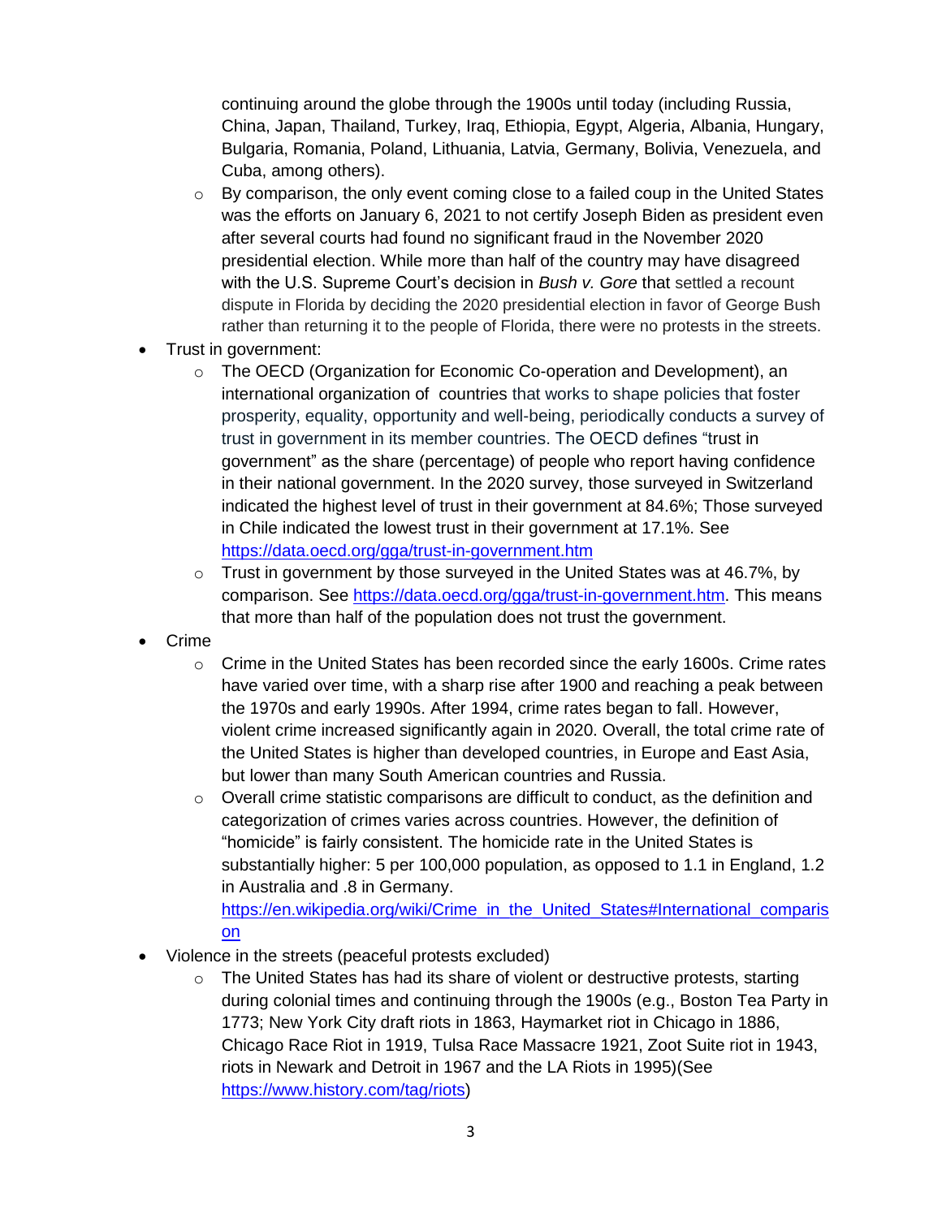continuing around the globe through the 1900s until today (including Russia, China, Japan, Thailand, Turkey, Iraq, Ethiopia, Egypt, Algeria, Albania, Hungary, Bulgaria, Romania, Poland, Lithuania, Latvia, Germany, Bolivia, Venezuela, and Cuba, among others).
  - By comparison, the only event coming close to a failed coup in the United States was the efforts on January 6, 2021 to not certify Joseph Biden as president even after several courts had found no significant fraud in the November 2020 presidential election. While more than half of the country may have disagreed with the U.S. Supreme Court's decision in *Bush v. Gore* that settled a recount dispute in Florida by deciding the 2020 presidential election in favor of George Bush rather than returning it to the people of Florida, there were no protests in the streets.
- Trust in government:
  - The OECD (Organization for Economic Co-operation and Development), an international organization of countries that works to shape policies that foster prosperity, equality, opportunity and well-being, periodically conducts a survey of trust in government in its member countries. The OECD defines "trust in government" as the share (percentage) of people who report having confidence in their national government. In the 2020 survey, those surveyed in Switzerland indicated the highest level of trust in their government at 84.6%; Those surveyed in Chile indicated the lowest trust in their government at 17.1%. See https://data.oecd.org/gga/trust-in-government.htm
  - Trust in government by those surveyed in the United States was at 46.7%, by comparison. See https://data.oecd.org/gga/trust-in-government.htm. This means that more than half of the population does not trust the government.
- Crime
  - Crime in the United States has been recorded since the early 1600s. Crime rates have varied over time, with a sharp rise after 1900 and reaching a peak between the 1970s and early 1990s. After 1994, crime rates began to fall. However, violent crime increased significantly again in 2020. Overall, the total crime rate of the United States is higher than developed countries, in Europe and East Asia, but lower than many South American countries and Russia.
  - Overall crime statistic comparisons are difficult to conduct, as the definition and categorization of crimes varies across countries. However, the definition of "homicide" is fairly consistent. The homicide rate in the United States is substantially higher: 5 per 100,000 population, as opposed to 1.1 in England, 1.2 in Australia and .8 in Germany. https://en.wikipedia.org/wiki/Crime_in_the_United_States#International_comparison
- Violence in the streets (peaceful protests excluded)
  - The United States has had its share of violent or destructive protests, starting during colonial times and continuing through the 1900s (e.g., Boston Tea Party in 1773; New York City draft riots in 1863, Haymarket riot in Chicago in 1886, Chicago Race Riot in 1919, Tulsa Race Massacre 1921, Zoot Suite riot in 1943, riots in Newark and Detroit in 1967 and the LA Riots in 1995)(See https://www.history.com/tag/riots)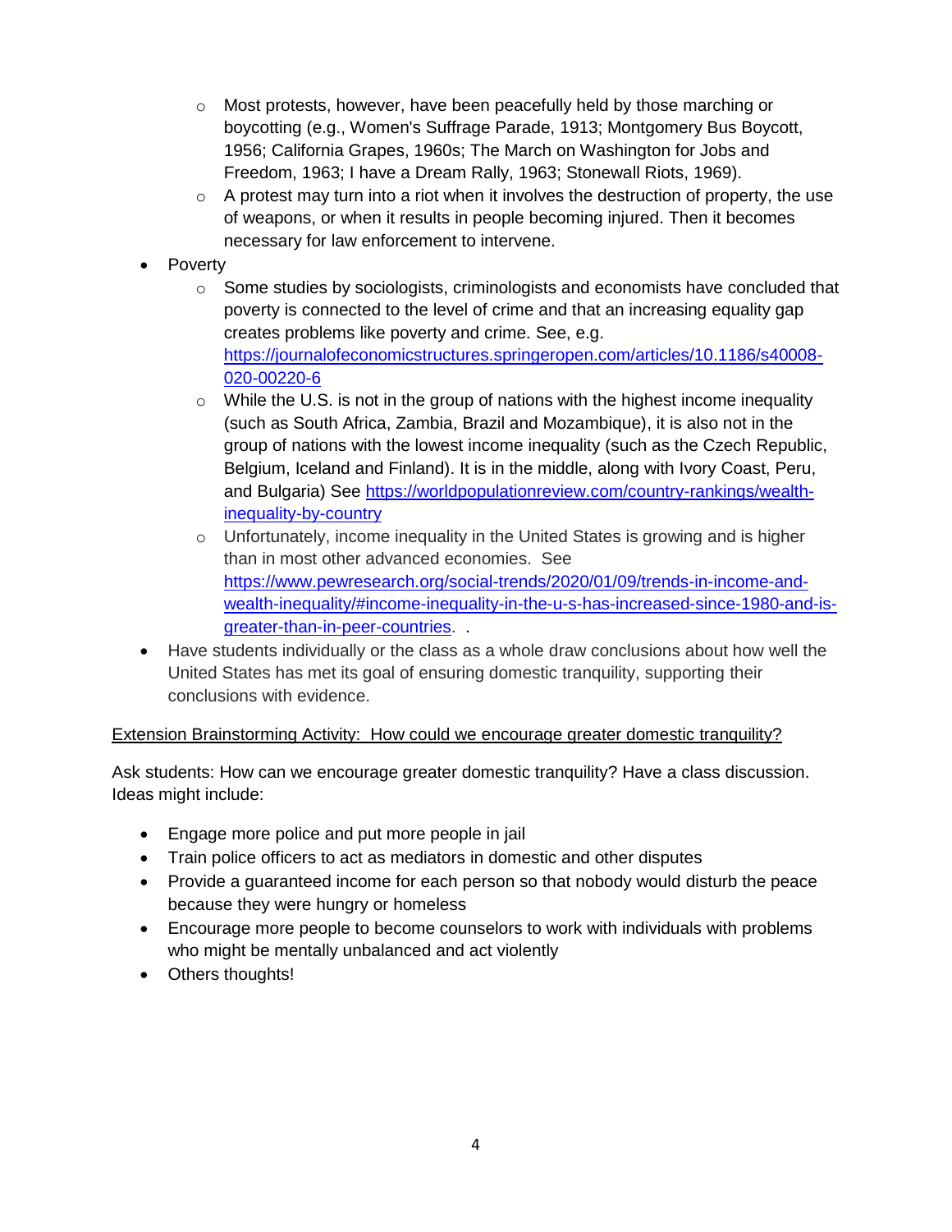- Most protests, however, have been peacefully held by those marching or boycotting (e.g., Women's Suffrage Parade, 1913; Montgomery Bus Boycott, 1956; California Grapes, 1960s; The March on Washington for Jobs and Freedom, 1963; I have a Dream Rally, 1963; Stonewall Riots, 1969).
  - A protest may turn into a riot when it involves the destruction of property, the use of weapons, or when it results in people becoming injured. Then it becomes necessary for law enforcement to intervene.
- Poverty
  - Some studies by sociologists, criminologists and economists have concluded that poverty is connected to the level of crime and that an increasing equality gap creates problems like poverty and crime. See, e.g. [https://journalofeconomicstructures.springeropen.com/articles/10.1186/s40008-020-00220-6](https://journalofeconomicstructures.springeropen.com/articles/10.1186/s40008-020-00220-6)
  - While the U.S. is not in the group of nations with the highest income inequality (such as South Africa, Zambia, Brazil and Mozambique), it is also not in the group of nations with the lowest income inequality (such as the Czech Republic, Belgium, Iceland and Finland). It is in the middle, along with Ivory Coast, Peru, and Bulgaria) See [https://worldpopulationreview.com/country-rankings/wealth-inequality-by-country](https://worldpopulationreview.com/country-rankings/wealth-inequality-by-country)
  - Unfortunately, income inequality in the United States is growing and is higher than in most other advanced economies. See [https://www.pewresearch.org/social-trends/2020/01/09/trends-in-income-and-wealth-inequality/#income-inequality-in-the-u-s-has-increased-since-1980-and-is-greater-than-in-peer-countries](https://www.pewresearch.org/social-trends/2020/01/09/trends-in-income-and-wealth-inequality/#income-inequality-in-the-u-s-has-increased-since-1980-and-is-greater-than-in-peer-countries). .
- Have students individually or the class as a whole draw conclusions about how well the United States has met its goal of ensuring domestic tranquility, supporting their conclusions with evidence.

<u>Extension Brainstorming Activity: How could we encourage greater domestic tranquility?</u>

Ask students: How can we encourage greater domestic tranquility? Have a class discussion. Ideas might include:

- Engage more police and put more people in jail
- Train police officers to act as mediators in domestic and other disputes
- Provide a guaranteed income for each person so that nobody would disturb the peace because they were hungry or homeless
- Encourage more people to become counselors to work with individuals with problems who might be mentally unbalanced and act violently
- Others thoughts!